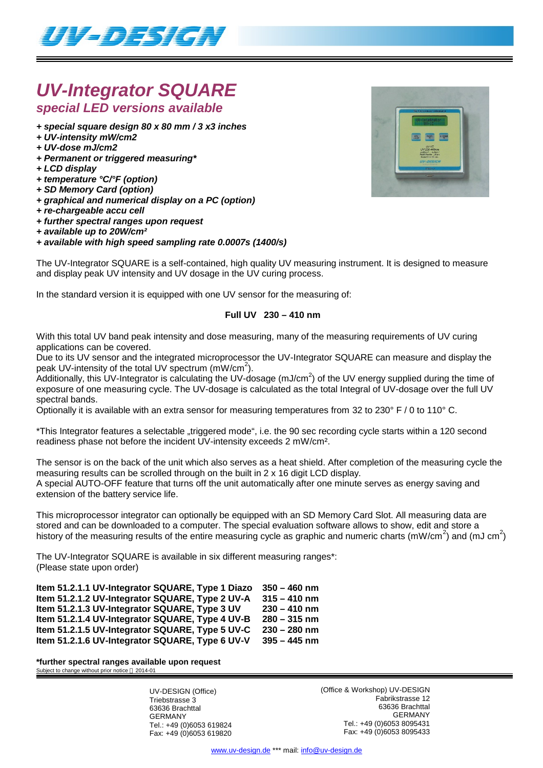# UV-Integrator SQUARE

## special LED versions available

*+ special square design 80 x 80 mm / 3 x3 inches*
*+ UV-intensity mW/cm2*
*+ UV-dose mJ/cm2*
*+ Permanent or triggered measuring**
*+ LCD display*
*+ temperature °C/°F (option)*
*+ SD Memory Card (option)*
*+ graphical and numerical display on a PC (option)*
*+ re-chargeable accu cell*
*+ further spectral ranges upon request*
*+ available up to 20W/cm²*
*+ available with high speed sampling rate 0.0007s (1400/s)*

The UV-Integrator SQUARE is a self-contained, high quality UV measuring instrument. It is designed to measure and display peak UV intensity and UV dosage in the UV curing process.

In the standard version it is equipped with one UV sensor for the measuring of:

**Full UV 230 – 410 nm**

With this total UV band peak intensity and dose measuring, many of the measuring requirements of UV curing applications can be covered.
Due to its UV sensor and the integrated microprocessor the UV-Integrator SQUARE can measure and display the peak UV-intensity of the total UV spectrum (mW/cm$^2$).
Additionally, this UV-Integrator is calculating the UV-dosage (mJ/cm$^2$) of the UV energy supplied during the time of exposure of one measuring cycle. The UV-dosage is calculated as the total Integral of UV-dosage over the full UV spectral bands.
Optionally it is available with an extra sensor for measuring temperatures from 32 to 230° F / 0 to 110° C.

*This Integrator features a selectable „triggered mode", i.e. the 90 sec recording cycle starts within a 120 second readiness phase not before the incident UV-intensity exceeds 2 mW/cm².

The sensor is on the back of the unit which also serves as a heat shield. After completion of the measuring cycle the measuring results can be scrolled through on the built in 2 x 16 digit LCD display.
A special AUTO-OFF feature that turns off the unit automatically after one minute serves as energy saving and extension of the battery service life.

This microprocessor integrator can optionally be equipped with an SD Memory Card Slot. All measuring data are stored and can be downloaded to a computer. The special evaluation software allows to show, edit and store a history of the measuring results of the entire measuring cycle as graphic and numeric charts (mW/cm$^2$) and (mJ cm$^2$)

The UV-Integrator SQUARE is available in six different measuring ranges*:
(Please state upon order)

**Item 51.2.1.1 UV-Integrator SQUARE, Type 1 Diazo 350 – 460 nm**
**Item 51.2.1.2 UV-Integrator SQUARE, Type 2 UV-A 315 – 410 nm**
**Item 51.2.1.3 UV-Integrator SQUARE, Type 3 UV 230 – 410 nm**
**Item 51.2.1.4 UV-Integrator SQUARE, Type 4 UV-B 280 – 315 nm**
**Item 51.2.1.5 UV-Integrator SQUARE, Type 5 UV-C 230 – 280 nm**
**Item 51.2.1.6 UV-Integrator SQUARE, Type 6 UV-V 395 – 445 nm**

***further spectral ranges available upon request**
Subject to change without prior notice 2014-01

UV-DESIGN (Office)
Triebstrasse 3
63636 Brachttal
GERMANY
Tel.: +49 (0)6053 619824
Fax: +49 (0)6053 619820

(Office & Workshop) UV-DESIGN
Fabrikstrasse 12
63636 Brachttal
GERMANY
Tel.: +49 (0)6053 8095431
Fax: +49 (0)6053 8095433

www.uv-design.de *** mail: info@uv-design.de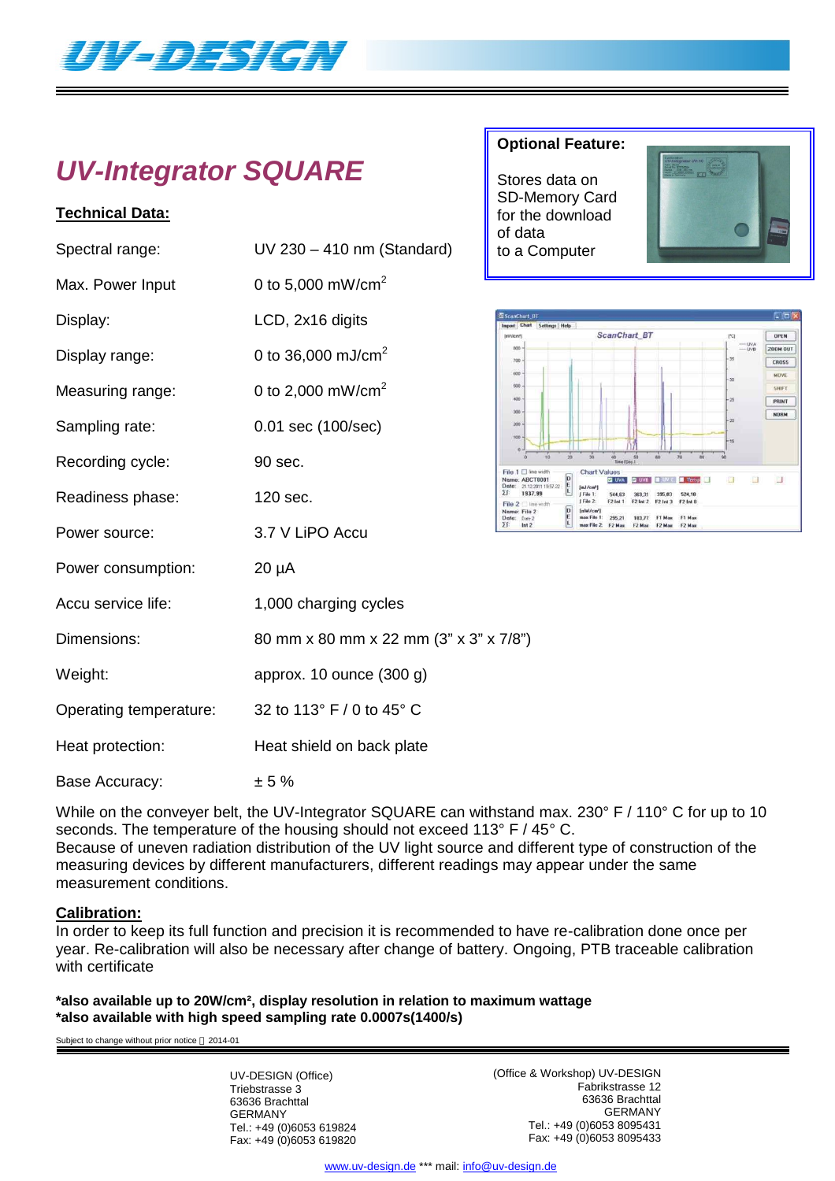# UV-Integrator SQUARE

**Optional Feature:**

Stores data on SD-Memory Card for the download of data to a Computer

**Technical Data:**

| | |
|---|---|
| Spectral range: | UV 230 – 410 nm (Standard) |
| Max. Power Input | 0 to 5,000 mW/cm$^2$ |
| Display: | LCD, 2x16 digits |
| Display range: | 0 to 36,000 mJ/cm$^2$ |
| Measuring range: | 0 to 2,000 mW/cm$^2$ |
| Sampling rate: | 0.01 sec (100/sec) |
| Recording cycle: | 90 sec. |
| Readiness phase: | 120 sec. |
| Power source: | 3.7 V LiPO Accu |
| Power consumption: | 20 µA |
| Accu service life: | 1,000 charging cycles |
| Dimensions: | 80 mm x 80 mm x 22 mm (3" x 3" x 7/8") |
| Weight: | approx. 10 ounce (300 g) |
| Operating temperature: | 32 to 113° F / 0 to 45° C |
| Heat protection: | Heat shield on back plate |
| Base Accuracy: | ± 5 % |

While on the conveyer belt, the UV-Integrator SQUARE can withstand max. 230° F / 110° C for up to 10 seconds. The temperature of the housing should not exceed 113° F / 45° C.
Because of uneven radiation distribution of the UV light source and different type of construction of the measuring devices by different manufacturers, different readings may appear under the same measurement conditions.

**Calibration:**

In order to keep its full function and precision it is recommended to have re-calibration done once per year. Re-calibration will also be necessary after change of battery. Ongoing, PTB traceable calibration with certificate

**\*also available up to 20W/cm², display resolution in relation to maximum wattage**
**\*also available with high speed sampling rate 0.0007s(1400/s)**

Subject to change without prior notice 2014-01

UV-DESIGN (Office)
Triebstrasse 3
63636 Brachttal
GERMANY
Tel.: +49 (0)6053 619824
Fax: +49 (0)6053 619820

(Office & Workshop) UV-DESIGN
Fabrikstrasse 12
63636 Brachttal
GERMANY
Tel.: +49 (0)6053 8095431
Fax: +49 (0)6053 8095433

www.uv-design.de *** mail: info@uv-design.de